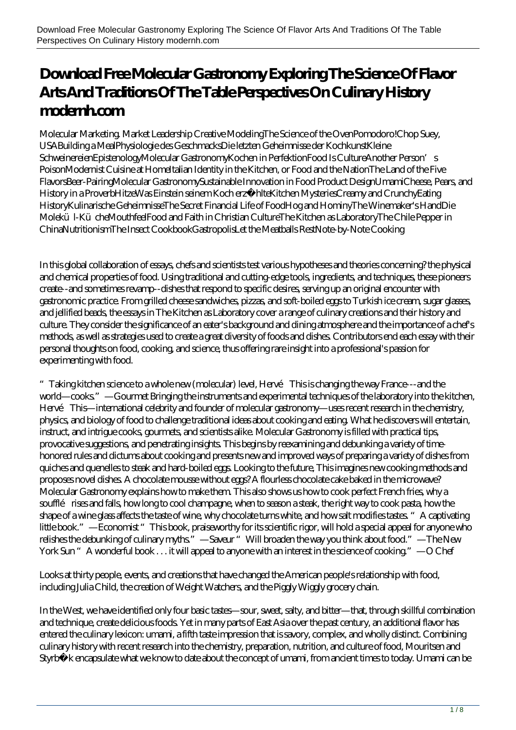# Download Free Molecular Gastronomy Exploring The Science Of Flavor Arts And Traditions Of The Table Perspectives On Culinary History modernh.com

Molecular Marketing. Market Leadership Creative ModelingThe Science of the OvenPomodoro!Chop Suey, USABuilding a MealPhysiologie des GeschmacksDie letzten Geheimnisse der KochkunstKleine SchweinereienEpistenologyMolecular GastronomyKochen in PerfektionFood Is CultureAnother Person's PoisonModernist Cuisine at HomeItalian Identity in the Kitchen, or Food and the NationThe Land of the Five FlavorsBeer-PairingMolecular GastronomySustainable Innovation in Food Product DesignUmamiCheese, Pears, and History in a ProverbHitzeWas Einstein seinem Koch erzählteKitchen MysteriesCreamy and CrunchyEating HistoryKulinarische GeheimnisseThe Secret Financial Life of FoodHog and HominyThe Winemaker's HandDie Molekül-KücheMouthfeelFood and Faith in Christian CultureThe Kitchen as LaboratoryThe Chile Pepper in ChinaNutritionismThe Insect CookbookGastropolisLet the Meatballs RestNote-by-Note Cooking

In this global collaboration of essays, chefs and scientists test various hypotheses and theories concerning? the physical and chemical properties of food. Using traditional and cutting-edge tools, ingredients, and techniques, these pioneers create--and sometimes revamp--dishes that respond to specific desires, serving up an original encounter with gastronomic practice. From grilled cheese sandwiches, pizzas, and soft-boiled eggs to Turkish ice cream, sugar glasses, and jellified beads, the essays in The Kitchen as Laboratory cover a range of culinary creations and their history and culture. They consider the significance of an eater's background and dining atmosphere and the importance of a chef's methods, as well as strategies used to create a great diversity of foods and dishes. Contributors end each essay with their personal thoughts on food, cooking, and science, thus offering rare insight into a professional's passion for experimenting with food.

"Taking kitchen science to a whole new (molecular) level, Hervé This is changing the way France---and the world—cooks."—Gourmet Bringing the instruments and experimental techniques of the laboratory into the kitchen, Hervé This—international celebrity and founder of molecular gastronomy—uses recent research in the chemistry, physics, and biology of food to challenge traditional ideas about cooking and eating. What he discovers will entertain, instruct, and intrigue cooks, gourmets, and scientists alike. Molecular Gastronomy is filled with practical tips, provocative suggestions, and penetrating insights. This begins by reexamining and debunking a variety of time-honored rules and dictums about cooking and presents new and improved ways of preparing a variety of dishes from quiches and quenelles to steak and hard-boiled eggs. Looking to the future, This imagines new cooking methods and proposes novel dishes. A chocolate mousse without eggs? A flourless chocolate cake baked in the microwave? Molecular Gastronomy explains how to make them. This also shows us how to cook perfect French fries, why a soufflé rises and falls, how long to cool champagne, when to season a steak, the right way to cook pasta, how the shape of a wine glass affects the taste of wine, why chocolate turns white, and how salt modifies tastes. "A captivating little book."—Economist "This book, praiseworthy for its scientific rigor, will hold a special appeal for anyone who relishes the debunking of culinary myths."—Saveur "Will broaden the way you think about food."—The New York Sun "A wonderful book . . . it will appeal to anyone with an interest in the science of cooking."—O Chef

Looks at thirty people, events, and creations that have changed the American people's relationship with food, including Julia Child, the creation of Weight Watchers, and the Piggly Wiggly grocery chain.

In the West, we have identified only four basic tastes—sour, sweet, salty, and bitter—that, through skillful combination and technique, create delicious foods. Yet in many parts of East Asia over the past century, an additional flavor has entered the culinary lexicon: umami, a fifth taste impression that is savory, complex, and wholly distinct. Combining culinary history with recent research into the chemistry, preparation, nutrition, and culture of food, Mouritsen and Styrbæk encapsulate what we know to date about the concept of umami, from ancient times to today. Umami can be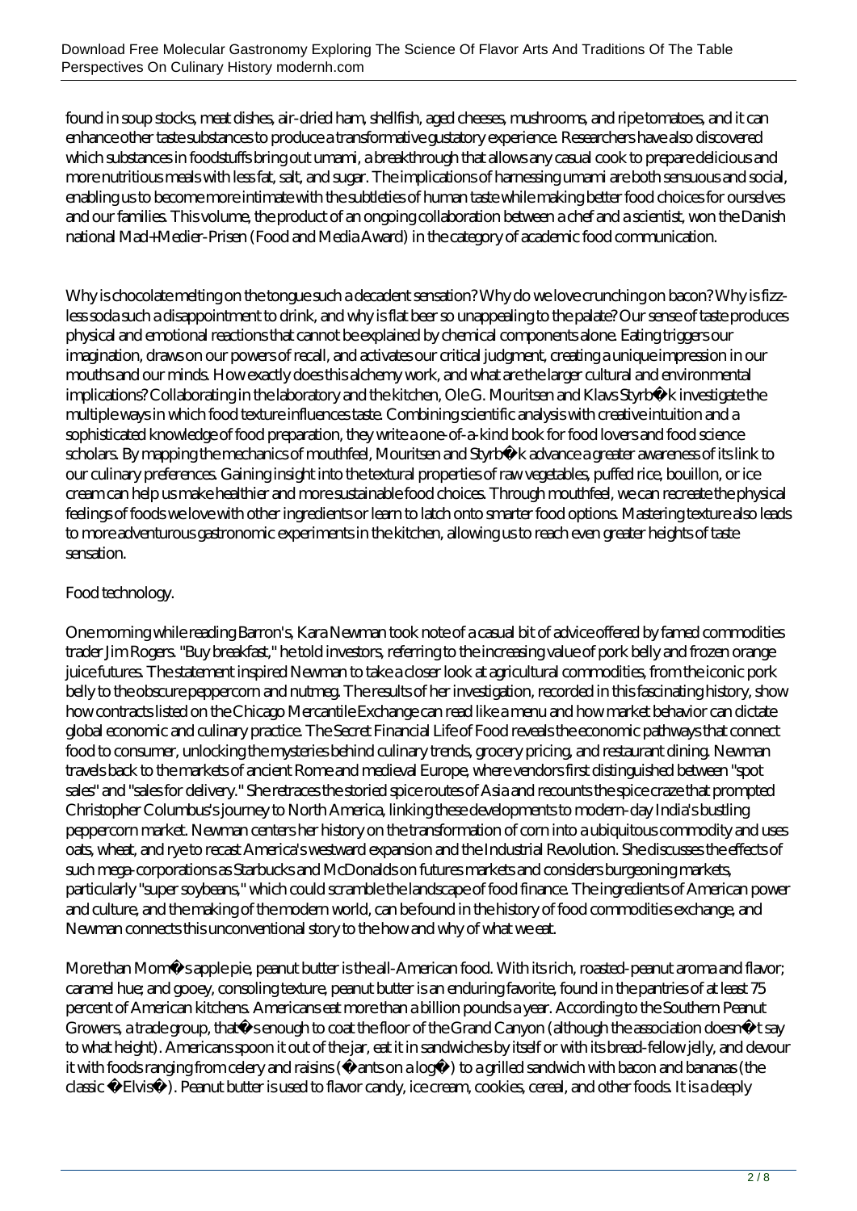found in soup stocks, meat dishes, air-dried ham, shellfish, aged cheeses, mushrooms, and ripe tomatoes, and it can enhance other taste substances to produce a transformative gustatory experience. Researchers have also discovered which substances in foodstuffs bring out umami, a breakthrough that allows any casual cook to prepare delicious and more nutritious meals with less fat, salt, and sugar. The implications of harnessing umami are both sensuous and social, enabling us to become more intimate with the subtleties of human taste while making better food choices for ourselves and our families. This volume, the product of an ongoing collaboration between a chef and a scientist, won the Danish national Mad+Medier-Prisen (Food and Media Award) in the category of academic food communication.

Why is chocolate melting on the tongue such a decadent sensation? Why do we love crunching on bacon? Why is fizz-less soda such a disappointment to drink, and why is flat beer so unappealing to the palate? Our sense of taste produces physical and emotional reactions that cannot be explained by chemical components alone. Eating triggers our imagination, draws on our powers of recall, and activates our critical judgment, creating a unique impression in our mouths and our minds. How exactly does this alchemy work, and what are the larger cultural and environmental implications? Collaborating in the laboratory and the kitchen, Ole G. Mouritsen and Klavs Styrb�k investigate the multiple ways in which food texture influences taste. Combining scientific analysis with creative intuition and a sophisticated knowledge of food preparation, they write a one-of-a-kind book for food lovers and food science scholars. By mapping the mechanics of mouthfeel, Mouritsen and Styrb�k advance a greater awareness of its link to our culinary preferences. Gaining insight into the textural properties of raw vegetables, puffed rice, bouillon, or ice cream can help us make healthier and more sustainable food choices. Through mouthfeel, we can recreate the physical feelings of foods we love with other ingredients or learn to latch onto smarter food options. Mastering texture also leads to more adventurous gastronomic experiments in the kitchen, allowing us to reach even greater heights of taste sensation.

Food technology.

One morning while reading Barron's, Kara Newman took note of a casual bit of advice offered by famed commodities trader Jim Rogers. "Buy breakfast," he told investors, referring to the increasing value of pork belly and frozen orange juice futures. The statement inspired Newman to take a closer look at agricultural commodities, from the iconic pork belly to the obscure peppercorn and nutmeg. The results of her investigation, recorded in this fascinating history, show how contracts listed on the Chicago Mercantile Exchange can read like a menu and how market behavior can dictate global economic and culinary practice. The Secret Financial Life of Food reveals the economic pathways that connect food to consumer, unlocking the mysteries behind culinary trends, grocery pricing, and restaurant dining. Newman travels back to the markets of ancient Rome and medieval Europe, where vendors first distinguished between "spot sales" and "sales for delivery." She retraces the storied spice routes of Asia and recounts the spice craze that prompted Christopher Columbus's journey to North America, linking these developments to modern-day India's bustling peppercorn market. Newman centers her history on the transformation of corn into a ubiquitous commodity and uses oats, wheat, and rye to recast America's westward expansion and the Industrial Revolution. She discusses the effects of such mega-corporations as Starbucks and McDonalds on futures markets and considers burgeoning markets, particularly "super soybeans," which could scramble the landscape of food finance. The ingredients of American power and culture, and the making of the modern world, can be found in the history of food commodities exchange, and Newman connects this unconventional story to the how and why of what we eat.

More than Mom�s apple pie, peanut butter is the all-American food. With its rich, roasted-peanut aroma and flavor; caramel hue; and gooey, consoling texture, peanut butter is an enduring favorite, found in the pantries of at least 75 percent of American kitchens. Americans eat more than a billion pounds a year. According to the Southern Peanut Growers, a trade group, that�s enough to coat the floor of the Grand Canyon (although the association doesn�t say to what height). Americans spoon it out of the jar, eat it in sandwiches by itself or with its bread-fellow jelly, and devour it with foods ranging from celery and raisins (�ants on a log�) to a grilled sandwich with bacon and bananas (the classic �Elvis�). Peanut butter is used to flavor candy, ice cream, cookies, cereal, and other foods. It is a deeply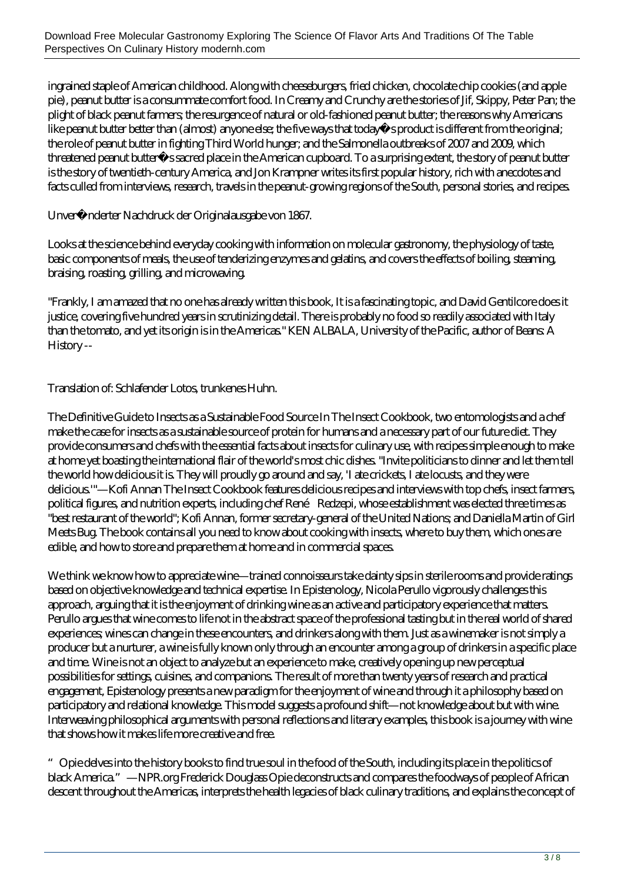ingrained staple of American childhood. Along with cheeseburgers, fried chicken, chocolate chip cookies (and apple pie), peanut butter is a consummate comfort food. In Creamy and Crunchy are the stories of Jif, Skippy, Peter Pan; the plight of black peanut farmers; the resurgence of natural or old-fashioned peanut butter; the reasons why Americans like peanut butter better than (almost) anyone else; the five ways that today�s product is different from the original; the role of peanut butter in fighting Third World hunger; and the Salmonella outbreaks of 2007 and 2009, which threatened peanut butter�s sacred place in the American cupboard. To a surprising extent, the story of peanut butter is the story of twentieth-century America, and Jon Krampner writes its first popular history, rich with anecdotes and facts culled from interviews, research, travels in the peanut-growing regions of the South, personal stories, and recipes.

Unver�nderter Nachdruck der Originalausgabe von 1867.

Looks at the science behind everyday cooking with information on molecular gastronomy, the physiology of taste, basic components of meals, the use of tenderizing enzymes and gelatins, and covers the effects of boiling, steaming, braising, roasting, grilling, and microwaving.

"Frankly, I am amazed that no one has already written this book, It is a fascinating topic, and David Gentilcore does it justice, covering five hundred years in scrutinizing detail. There is probably no food so readily associated with Italy than the tomato, and yet its origin is in the Americas." KEN ALBALA, University of the Pacific, author of Beans: A History --

Translation of: Schlafender Lotos, trunkenes Huhn.

The Definitive Guide to Insects as a Sustainable Food Source In The Insect Cookbook, two entomologists and a chef make the case for insects as a sustainable source of protein for humans and a necessary part of our future diet. They provide consumers and chefs with the essential facts about insects for culinary use, with recipes simple enough to make at home yet boasting the international flair of the world's most chic dishes. "Invite politicians to dinner and let them tell the world how delicious it is. They will proudly go around and say, 'I ate crickets, I ate locusts, and they were delicious.'"—Kofi Annan The Insect Cookbook features delicious recipes and interviews with top chefs, insect farmers, political figures, and nutrition experts, including chef René Redzepi, whose establishment was elected three times as "best restaurant of the world"; Kofi Annan, former secretary-general of the United Nations; and Daniella Martin of Girl Meets Bug. The book contains all you need to know about cooking with insects, where to buy them, which ones are edible, and how to store and prepare them at home and in commercial spaces.

We think we know how to appreciate wine—trained connoisseurs take dainty sips in sterile rooms and provide ratings based on objective knowledge and technical expertise. In Epistenology, Nicola Perullo vigorously challenges this approach, arguing that it is the enjoyment of drinking wine as an active and participatory experience that matters. Perullo argues that wine comes to life not in the abstract space of the professional tasting but in the real world of shared experiences; wines can change in these encounters, and drinkers along with them. Just as a winemaker is not simply a producer but a nurturer, a wine is fully known only through an encounter among a group of drinkers in a specific place and time. Wine is not an object to analyze but an experience to make, creatively opening up new perceptual possibilities for settings, cuisines, and companions. The result of more than twenty years of research and practical engagement, Epistenology presents a new paradigm for the enjoyment of wine and through it a philosophy based on participatory and relational knowledge. This model suggests a profound shift—not knowledge about but with wine. Interweaving philosophical arguments with personal reflections and literary examples, this book is a journey with wine that shows how it makes life more creative and free.

"Opie delves into the history books to find true soul in the food of the South, including its place in the politics of black America."—NPR.org Frederick Douglass Opie deconstructs and compares the foodways of people of African descent throughout the Americas, interprets the health legacies of black culinary traditions, and explains the concept of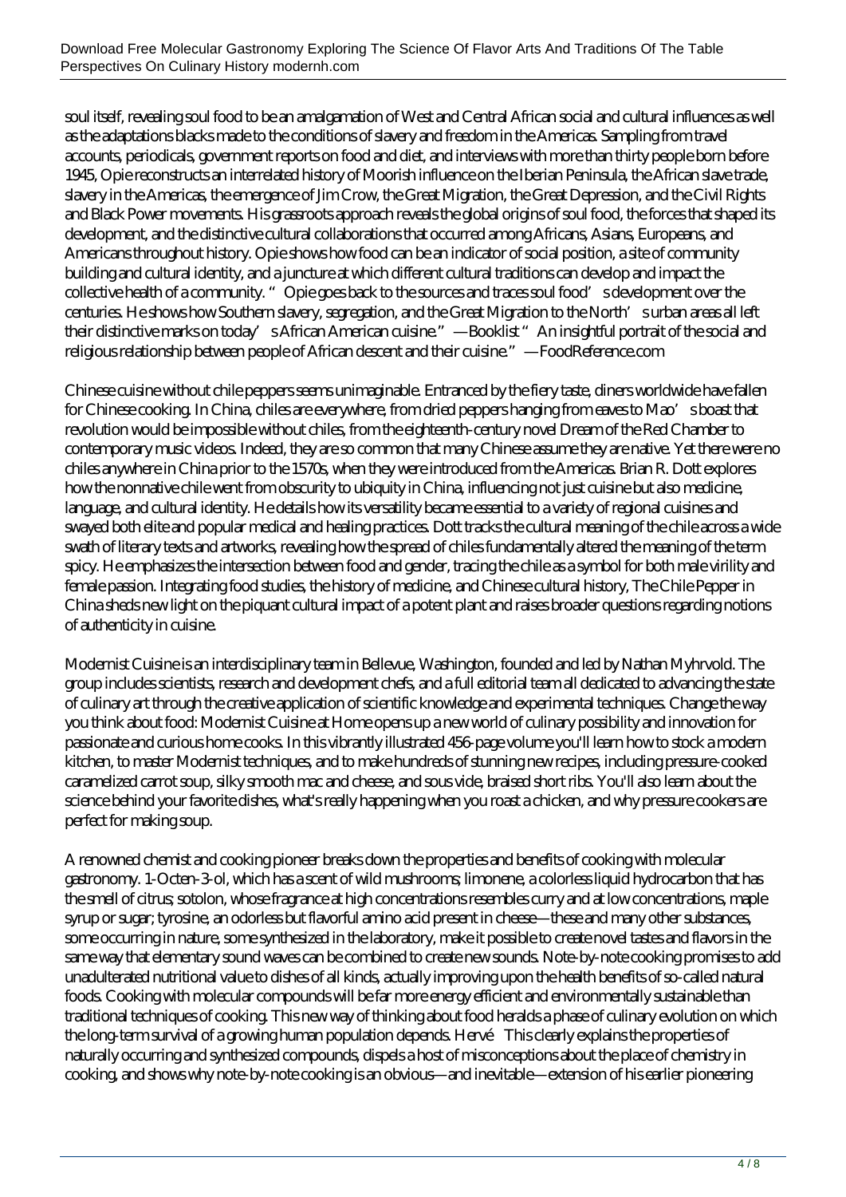soul itself, revealing soul food to be an amalgamation of West and Central African social and cultural influences as well as the adaptations blacks made to the conditions of slavery and freedom in the Americas. Sampling from travel accounts, periodicals, government reports on food and diet, and interviews with more than thirty people born before 1945, Opie reconstructs an interrelated history of Moorish influence on the Iberian Peninsula, the African slave trade, slavery in the Americas, the emergence of Jim Crow, the Great Migration, the Great Depression, and the Civil Rights and Black Power movements. His grassroots approach reveals the global origins of soul food, the forces that shaped its development, and the distinctive cultural collaborations that occurred among Africans, Asians, Europeans, and Americans throughout history. Opie shows how food can be an indicator of social position, a site of community building and cultural identity, and a juncture at which different cultural traditions can develop and impact the collective health of a community. "Opie goes back to the sources and traces soul food's development over the centuries. He shows how Southern slavery, segregation, and the Great Migration to the North's urban areas all left their distinctive marks on today's African American cuisine." —Booklist "An insightful portrait of the social and religious relationship between people of African descent and their cuisine." —FoodReference.com

Chinese cuisine without chile peppers seems unimaginable. Entranced by the fiery taste, diners worldwide have fallen for Chinese cooking. In China, chiles are everywhere, from dried peppers hanging from eaves to Mao's boast that revolution would be impossible without chiles, from the eighteenth-century novel Dream of the Red Chamber to contemporary music videos. Indeed, they are so common that many Chinese assume they are native. Yet there were no chiles anywhere in China prior to the 1570s, when they were introduced from the Americas. Brian R. Dott explores how the nonnative chile went from obscurity to ubiquity in China, influencing not just cuisine but also medicine, language, and cultural identity. He details how its versatility became essential to a variety of regional cuisines and swayed both elite and popular medical and healing practices. Dott tracks the cultural meaning of the chile across a wide swath of literary texts and artworks, revealing how the spread of chiles fundamentally altered the meaning of the term spicy. He emphasizes the intersection between food and gender, tracing the chile as a symbol for both male virility and female passion. Integrating food studies, the history of medicine, and Chinese cultural history, The Chile Pepper in China sheds new light on the piquant cultural impact of a potent plant and raises broader questions regarding notions of authenticity in cuisine.

Modernist Cuisine is an interdisciplinary team in Bellevue, Washington, founded and led by Nathan Myhrvold. The group includes scientists, research and development chefs, and a full editorial team all dedicated to advancing the state of culinary art through the creative application of scientific knowledge and experimental techniques. Change the way you think about food: Modernist Cuisine at Home opens up a new world of culinary possibility and innovation for passionate and curious home cooks. In this vibrantly illustrated 456-page volume you'll learn how to stock a modern kitchen, to master Modernist techniques, and to make hundreds of stunning new recipes, including pressure-cooked caramelized carrot soup, silky smooth mac and cheese, and sous vide, braised short ribs. You'll also learn about the science behind your favorite dishes, what's really happening when you roast a chicken, and why pressure cookers are perfect for making soup.

A renowned chemist and cooking pioneer breaks down the properties and benefits of cooking with molecular gastronomy. 1-Octen-3-ol, which has a scent of wild mushrooms; limonene, a colorless liquid hydrocarbon that has the smell of citrus; sotolon, whose fragrance at high concentrations resembles curry and at low concentrations, maple syrup or sugar; tyrosine, an odorless but flavorful amino acid present in cheese—these and many other substances, some occurring in nature, some synthesized in the laboratory, make it possible to create novel tastes and flavors in the same way that elementary sound waves can be combined to create new sounds. Note-by-note cooking promises to add unadulterated nutritional value to dishes of all kinds, actually improving upon the health benefits of so-called natural foods. Cooking with molecular compounds will be far more energy efficient and environmentally sustainable than traditional techniques of cooking. This new way of thinking about food heralds a phase of culinary evolution on which the long-term survival of a growing human population depends. Hervé This clearly explains the properties of naturally occurring and synthesized compounds, dispels a host of misconceptions about the place of chemistry in cooking, and shows why note-by-note cooking is an obvious—and inevitable—extension of his earlier pioneering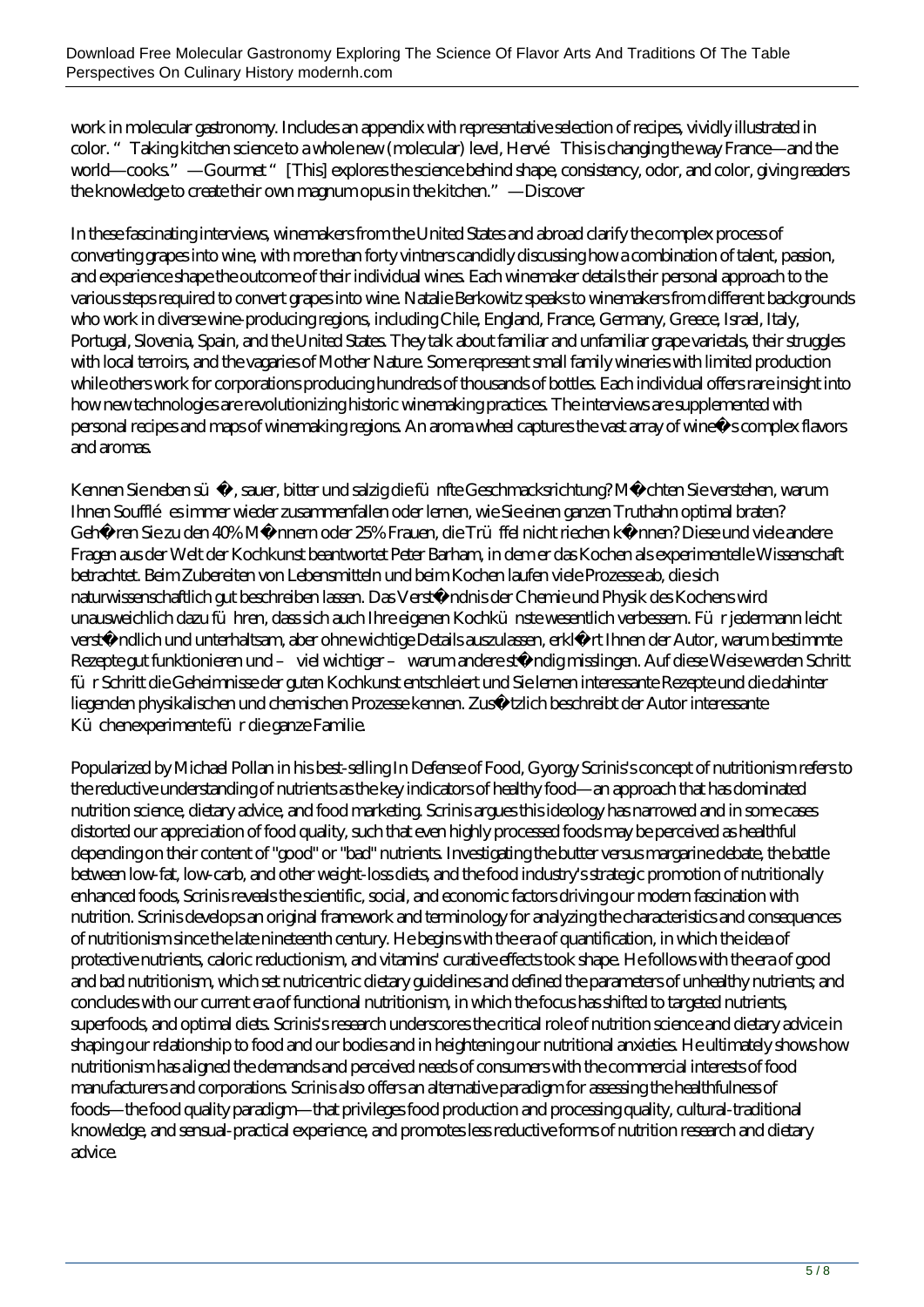work in molecular gastronomy. Includes an appendix with representative selection of recipes, vividly illustrated in color. "Taking kitchen science to a whole new (molecular) level, Hervé This is changing the way France—and the world—cooks." —Gourmet "[This] explores the science behind shape, consistency, odor, and color, giving readers the knowledge to create their own magnum opus in the kitchen." —Discover

In these fascinating interviews, winemakers from the United States and abroad clarify the complex process of converting grapes into wine, with more than forty vintners candidly discussing how a combination of talent, passion, and experience shape the outcome of their individual wines. Each winemaker details their personal approach to the various steps required to convert grapes into wine. Natalie Berkowitz speaks to winemakers from different backgrounds who work in diverse wine-producing regions, including Chile, England, France, Germany, Greece, Israel, Italy, Portugal, Slovenia, Spain, and the United States. They talk about familiar and unfamiliar grape varietals, their struggles with local terroirs, and the vagaries of Mother Nature. Some represent small family wineries with limited production while others work for corporations producing hundreds of thousands of bottles. Each individual offers rare insight into how new technologies are revolutionizing historic winemaking practices. The interviews are supplemented with personal recipes and maps of winemaking regions. An aroma wheel captures the vast array of wine's complex flavors and aromas.

Kennen Sie neben süß, sauer, bitter und salzig die fünfte Geschmacksrichtung? Möchten Sie verstehen, warum Ihnen Soufflés immer wieder zusammenfallen oder lernen, wie Sie einen ganzen Truthahn optimal braten? Gehören Sie zu den 40% Männern oder 25% Frauen, die Trüffel nicht riechen können? Diese und viele andere Fragen aus der Welt der Kochkunst beantwortet Peter Barham, in dem er das Kochen als experimentelle Wissenschaft betrachtet. Beim Zubereiten von Lebensmitteln und beim Kochen laufen viele Prozesse ab, die sich naturwissenschaftlich gut beschreiben lassen. Das Verständnis der Chemie und Physik des Kochens wird unausweichlich dazu führen, dass sich auch Ihre eigenen Kochkünste wesentlich verbessern. Für jedermann leicht verständlich und unterhaltsam, aber ohne wichtige Details auszulassen, erklärt Ihnen der Autor, warum bestimmte Rezepte gut funktionieren und – viel wichtiger – warum andere ständig misslingen. Auf diese Weise werden Schritt für Schritt die Geheimnisse der guten Kochkunst entschleiert und Sie lernen interessante Rezepte und die dahinter liegenden physikalischen und chemischen Prozesse kennen. Zusätzlich beschreibt der Autor interessante Küchenexperimente für die ganze Familie.

Popularized by Michael Pollan in his best-selling In Defense of Food, Gyorgy Scrinis's concept of nutritionism refers to the reductive understanding of nutrients as the key indicators of healthy food—an approach that has dominated nutrition science, dietary advice, and food marketing. Scrinis argues this ideology has narrowed and in some cases distorted our appreciation of food quality, such that even highly processed foods may be perceived as healthful depending on their content of "good" or "bad" nutrients. Investigating the butter versus margarine debate, the battle between low-fat, low-carb, and other weight-loss diets, and the food industry's strategic promotion of nutritionally enhanced foods, Scrinis reveals the scientific, social, and economic factors driving our modern fascination with nutrition. Scrinis develops an original framework and terminology for analyzing the characteristics and consequences of nutritionism since the late nineteenth century. He begins with the era of quantification, in which the idea of protective nutrients, caloric reductionism, and vitamins' curative effects took shape. He follows with the era of good and bad nutritionism, which set nutricentric dietary guidelines and defined the parameters of unhealthy nutrients; and concludes with our current era of functional nutritionism, in which the focus has shifted to targeted nutrients, superfoods, and optimal diets. Scrinis's research underscores the critical role of nutrition science and dietary advice in shaping our relationship to food and our bodies and in heightening our nutritional anxieties. He ultimately shows how nutritionism has aligned the demands and perceived needs of consumers with the commercial interests of food manufacturers and corporations. Scrinis also offers an alternative paradigm for assessing the healthfulness of foods—the food quality paradigm—that privileges food production and processing quality, cultural-traditional knowledge, and sensual-practical experience, and promotes less reductive forms of nutrition research and dietary advice.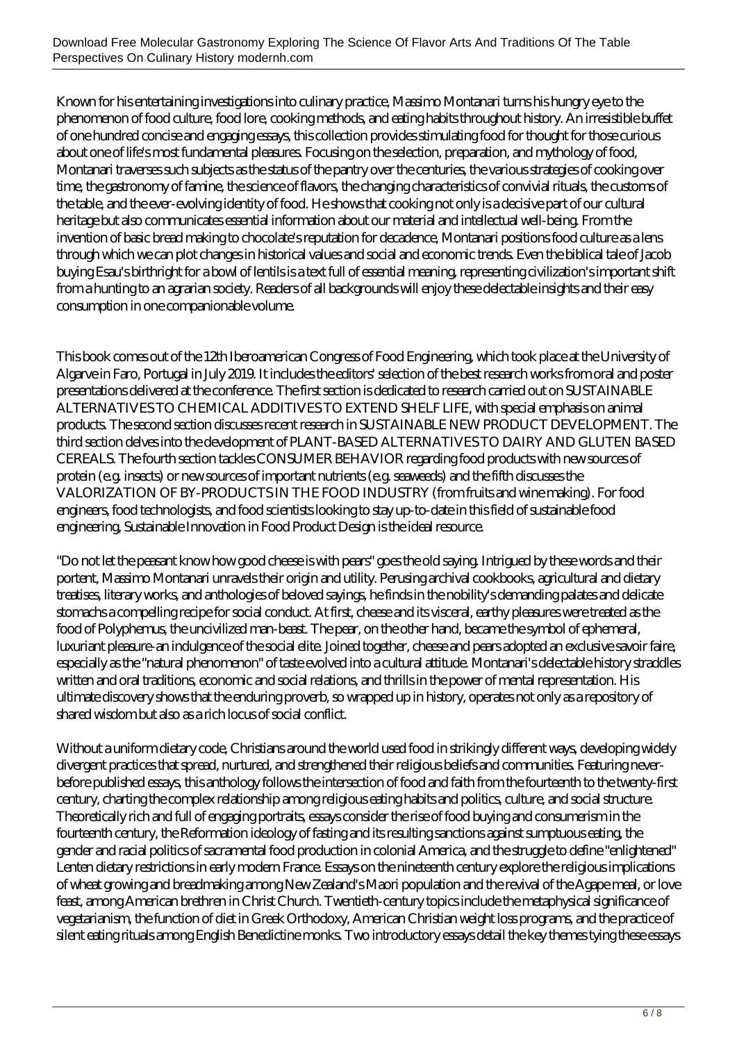Known for his entertaining investigations into culinary practice, Massimo Montanari turns his hungry eye to the phenomenon of food culture, food lore, cooking methods, and eating habits throughout history. An irresistible buffet of one hundred concise and engaging essays, this collection provides stimulating food for thought for those curious about one of life's most fundamental pleasures. Focusing on the selection, preparation, and mythology of food, Montanari traverses such subjects as the status of the pantry over the centuries, the various strategies of cooking over time, the gastronomy of famine, the science of flavors, the changing characteristics of convivial rituals, the customs of the table, and the ever-evolving identity of food. He shows that cooking not only is a decisive part of our cultural heritage but also communicates essential information about our material and intellectual well-being. From the invention of basic bread making to chocolate's reputation for decadence, Montanari positions food culture as a lens through which we can plot changes in historical values and social and economic trends. Even the biblical tale of Jacob buying Esau's birthright for a bowl of lentils is a text full of essential meaning, representing civilization's important shift from a hunting to an agrarian society. Readers of all backgrounds will enjoy these delectable insights and their easy consumption in one companionable volume.

This book comes out of the 12th Iberoamerican Congress of Food Engineering, which took place at the University of Algarve in Faro, Portugal in July 2019. It includes the editors' selection of the best research works from oral and poster presentations delivered at the conference. The first section is dedicated to research carried out on SUSTAINABLE ALTERNATIVES TO CHEMICAL ADDITIVES TO EXTEND SHELF LIFE, with special emphasis on animal products. The second section discusses recent research in SUSTAINABLE NEW PRODUCT DEVELOPMENT. The third section delves into the development of PLANT-BASED ALTERNATIVES TO DAIRY AND GLUTEN BASED CEREALS. The fourth section tackles CONSUMER BEHAVIOR regarding food products with new sources of protein (e.g. insects) or new sources of important nutrients (e.g. seaweeds) and the fifth discusses the VALORIZATION OF BY-PRODUCTS IN THE FOOD INDUSTRY (from fruits and wine making). For food engineers, food technologists, and food scientists looking to stay up-to-date in this field of sustainable food engineering, Sustainable Innovation in Food Product Design is the ideal resource.

"Do not let the peasant know how good cheese is with pears" goes the old saying. Intrigued by these words and their portent, Massimo Montanari unravels their origin and utility. Perusing archival cookbooks, agricultural and dietary treatises, literary works, and anthologies of beloved sayings, he finds in the nobility's demanding palates and delicate stomachs a compelling recipe for social conduct. At first, cheese and its visceral, earthy pleasures were treated as the food of Polyphemus, the uncivilized man-beast. The pear, on the other hand, became the symbol of ephemeral, luxuriant pleasure-an indulgence of the social elite. Joined together, cheese and pears adopted an exclusive savoir faire, especially as the "natural phenomenon" of taste evolved into a cultural attitude. Montanari's delectable history straddles written and oral traditions, economic and social relations, and thrills in the power of mental representation. His ultimate discovery shows that the enduring proverb, so wrapped up in history, operates not only as a repository of shared wisdom but also as a rich locus of social conflict.

Without a uniform dietary code, Christians around the world used food in strikingly different ways, developing widely divergent practices that spread, nurtured, and strengthened their religious beliefs and communities. Featuring never-before published essays, this anthology follows the intersection of food and faith from the fourteenth to the twenty-first century, charting the complex relationship among religious eating habits and politics, culture, and social structure. Theoretically rich and full of engaging portraits, essays consider the rise of food buying and consumerism in the fourteenth century, the Reformation ideology of fasting and its resulting sanctions against sumptuous eating, the gender and racial politics of sacramental food production in colonial America, and the struggle to define "enlightened" Lenten dietary restrictions in early modern France. Essays on the nineteenth century explore the religious implications of wheat growing and breadmaking among New Zealand's Maori population and the revival of the Agape meal, or love feast, among American brethren in Christ Church. Twentieth-century topics include the metaphysical significance of vegetarianism, the function of diet in Greek Orthodoxy, American Christian weight loss programs, and the practice of silent eating rituals among English Benedictine monks. Two introductory essays detail the key themes tying these essays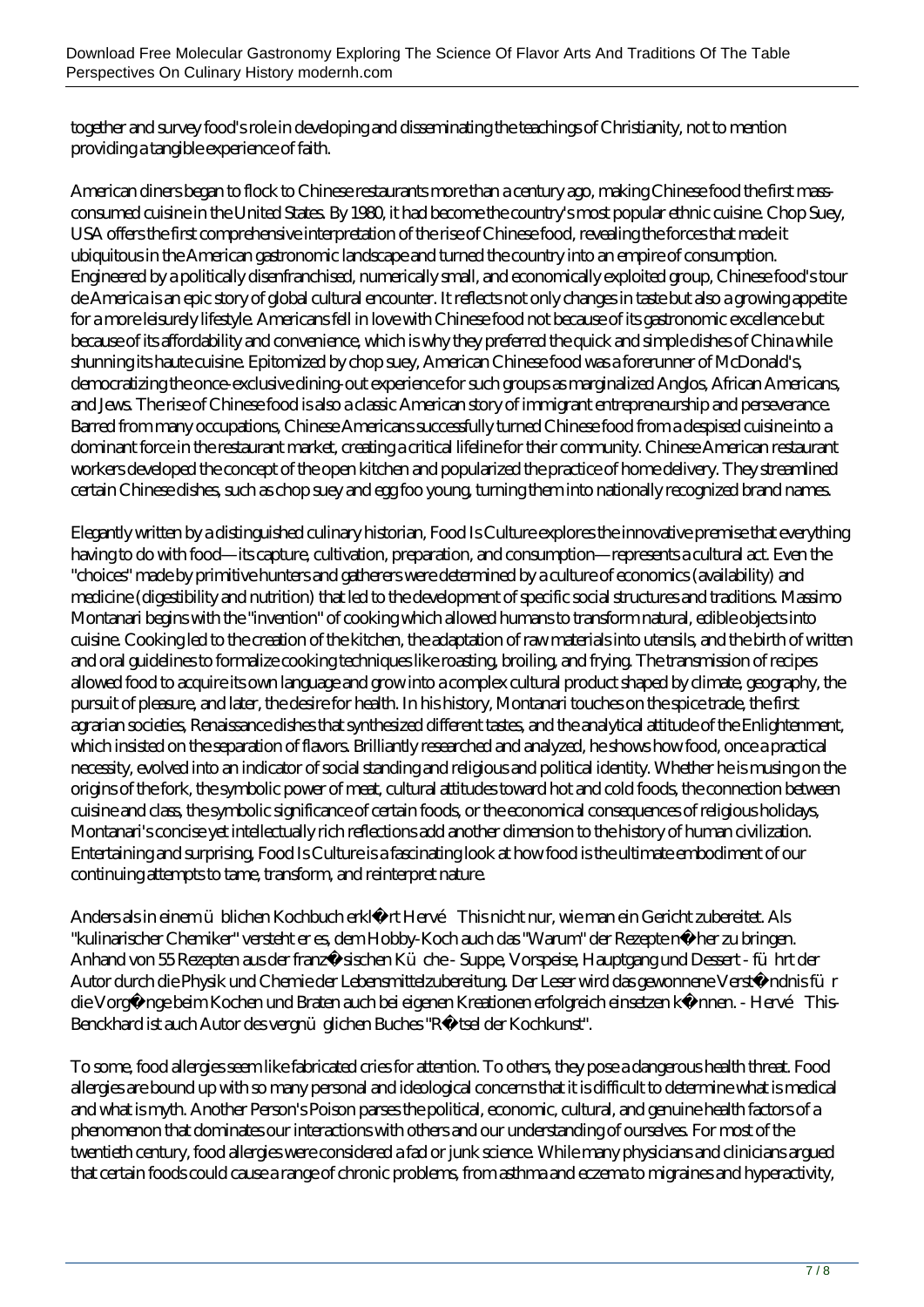together and survey food's role in developing and disseminating the teachings of Christianity, not to mention providing a tangible experience of faith.

American diners began to flock to Chinese restaurants more than a century ago, making Chinese food the first mass-consumed cuisine in the United States. By 1980, it had become the country's most popular ethnic cuisine. Chop Suey, USA offers the first comprehensive interpretation of the rise of Chinese food, revealing the forces that made it ubiquitous in the American gastronomic landscape and turned the country into an empire of consumption. Engineered by a politically disenfranchised, numerically small, and economically exploited group, Chinese food's tour de America is an epic story of global cultural encounter. It reflects not only changes in taste but also a growing appetite for a more leisurely lifestyle. Americans fell in love with Chinese food not because of its gastronomic excellence but because of its affordability and convenience, which is why they preferred the quick and simple dishes of China while shunning its haute cuisine. Epitomized by chop suey, American Chinese food was a forerunner of McDonald's, democratizing the once-exclusive dining-out experience for such groups as marginalized Anglos, African Americans, and Jews. The rise of Chinese food is also a classic American story of immigrant entrepreneurship and perseverance. Barred from many occupations, Chinese Americans successfully turned Chinese food from a despised cuisine into a dominant force in the restaurant market, creating a critical lifeline for their community. Chinese American restaurant workers developed the concept of the open kitchen and popularized the practice of home delivery. They streamlined certain Chinese dishes, such as chop suey and egg foo young, turning them into nationally recognized brand names.

Elegantly written by a distinguished culinary historian, Food Is Culture explores the innovative premise that everything having to do with food—its capture, cultivation, preparation, and consumption—represents a cultural act. Even the "choices" made by primitive hunters and gatherers were determined by a culture of economics (availability) and medicine (digestibility and nutrition) that led to the development of specific social structures and traditions. Massimo Montanari begins with the "invention" of cooking which allowed humans to transform natural, edible objects into cuisine. Cooking led to the creation of the kitchen, the adaptation of raw materials into utensils, and the birth of written and oral guidelines to formalize cooking techniques like roasting, broiling, and frying. The transmission of recipes allowed food to acquire its own language and grow into a complex cultural product shaped by climate, geography, the pursuit of pleasure, and later, the desire for health. In his history, Montanari touches on the spice trade, the first agrarian societies, Renaissance dishes that synthesized different tastes, and the analytical attitude of the Enlightenment, which insisted on the separation of flavors. Brilliantly researched and analyzed, he shows how food, once a practical necessity, evolved into an indicator of social standing and religious and political identity. Whether he is musing on the origins of the fork, the symbolic power of meat, cultural attitudes toward hot and cold foods, the connection between cuisine and class, the symbolic significance of certain foods, or the economical consequences of religious holidays, Montanari's concise yet intellectually rich reflections add another dimension to the history of human civilization. Entertaining and surprising, Food Is Culture is a fascinating look at how food is the ultimate embodiment of our continuing attempts to tame, transform, and reinterpret nature.

Anders als in einem üblichen Kochbuch erklärt Hervé This nicht nur, wie man ein Gericht zubereitet. Als "kulinarischer Chemiker" versteht er es, dem Hobby-Koch auch das "Warum" der Rezepte näher zu bringen. Anhand von 55 Rezepten aus der französischen Küche - Suppe, Vorspeise, Hauptgang und Dessert - führt der Autor durch die Physik und Chemie der Lebensmittelzubereitung. Der Leser wird das gewonnene Verständnis für die Vorgänge beim Kochen und Braten auch bei eigenen Kreationen erfolgreich einsetzen können. - Hervé This-Benckhard ist auch Autor des vergnüglichen Buches "Rätsel der Kochkunst".

To some, food allergies seem like fabricated cries for attention. To others, they pose a dangerous health threat. Food allergies are bound up with so many personal and ideological concerns that it is difficult to determine what is medical and what is myth. Another Person's Poison parses the political, economic, cultural, and genuine health factors of a phenomenon that dominates our interactions with others and our understanding of ourselves. For most of the twentieth century, food allergies were considered a fad or junk science. While many physicians and clinicians argued that certain foods could cause a range of chronic problems, from asthma and eczema to migraines and hyperactivity,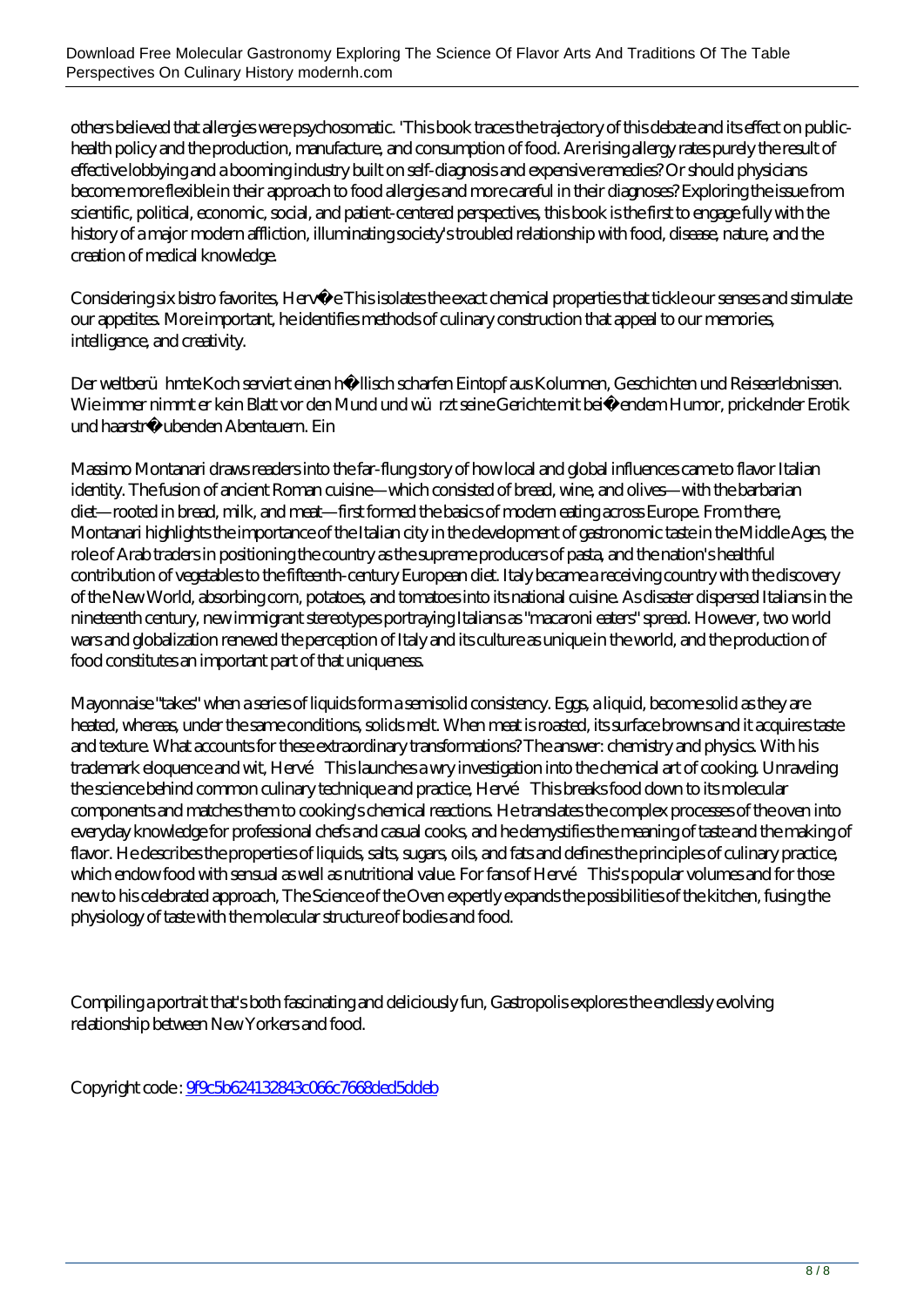others believed that allergies were psychosomatic. 'This book traces the trajectory of this debate and its effect on public-health policy and the production, manufacture, and consumption of food. Are rising allergy rates purely the result of effective lobbying and a booming industry built on self-diagnosis and expensive remedies? Or should physicians become more flexible in their approach to food allergies and more careful in their diagnoses? Exploring the issue from scientific, political, economic, social, and patient-centered perspectives, this book is the first to engage fully with the history of a major modern affliction, illuminating society's troubled relationship with food, disease, nature, and the creation of medical knowledge.

Considering six bistro favorites, Hervé This isolates the exact chemical properties that tickle our senses and stimulate our appetites. More important, he identifies methods of culinary construction that appeal to our memories, intelligence, and creativity.

Der weltberühmte Koch serviert einen höllisch scharfen Eintopf aus Kolumnen, Geschichten und Reiseerlebnissen. Wie immer nimmt er kein Blatt vor den Mund und würzt seine Gerichte mit beißendem Humor, prickelnder Erotik und haarsträubenden Abenteuern. Ein

Massimo Montanari draws readers into the far-flung story of how local and global influences came to flavor Italian identity. The fusion of ancient Roman cuisine—which consisted of bread, wine, and olives—with the barbarian diet—rooted in bread, milk, and meat—first formed the basics of modern eating across Europe. From there, Montanari highlights the importance of the Italian city in the development of gastronomic taste in the Middle Ages, the role of Arab traders in positioning the country as the supreme producers of pasta, and the nation's healthful contribution of vegetables to the fifteenth-century European diet. Italy became a receiving country with the discovery of the New World, absorbing corn, potatoes, and tomatoes into its national cuisine. As disaster dispersed Italians in the nineteenth century, new immigrant stereotypes portraying Italians as "macaroni eaters" spread. However, two world wars and globalization renewed the perception of Italy and its culture as unique in the world, and the production of food constitutes an important part of that uniqueness.

Mayonnaise "takes" when a series of liquids form a semisolid consistency. Eggs, a liquid, become solid as they are heated, whereas, under the same conditions, solids melt. When meat is roasted, its surface browns and it acquires taste and texture. What accounts for these extraordinary transformations? The answer: chemistry and physics. With his trademark eloquence and wit, Hervé This launches a wry investigation into the chemical art of cooking. Unraveling the science behind common culinary technique and practice, Hervé This breaks food down to its molecular components and matches them to cooking's chemical reactions. He translates the complex processes of the oven into everyday knowledge for professional chefs and casual cooks, and he demystifies the meaning of taste and the making of flavor. He describes the properties of liquids, salts, sugars, oils, and fats and defines the principles of culinary practice, which endow food with sensual as well as nutritional value. For fans of Hervé This's popular volumes and for those new to his celebrated approach, The Science of the Oven expertly expands the possibilities of the kitchen, fusing the physiology of taste with the molecular structure of bodies and food.

Compiling a portrait that's both fascinating and deliciously fun, Gastropolis explores the endlessly evolving relationship between New Yorkers and food.

Copyright code : 9f9c5b624132843c066c7668ded5ddeb